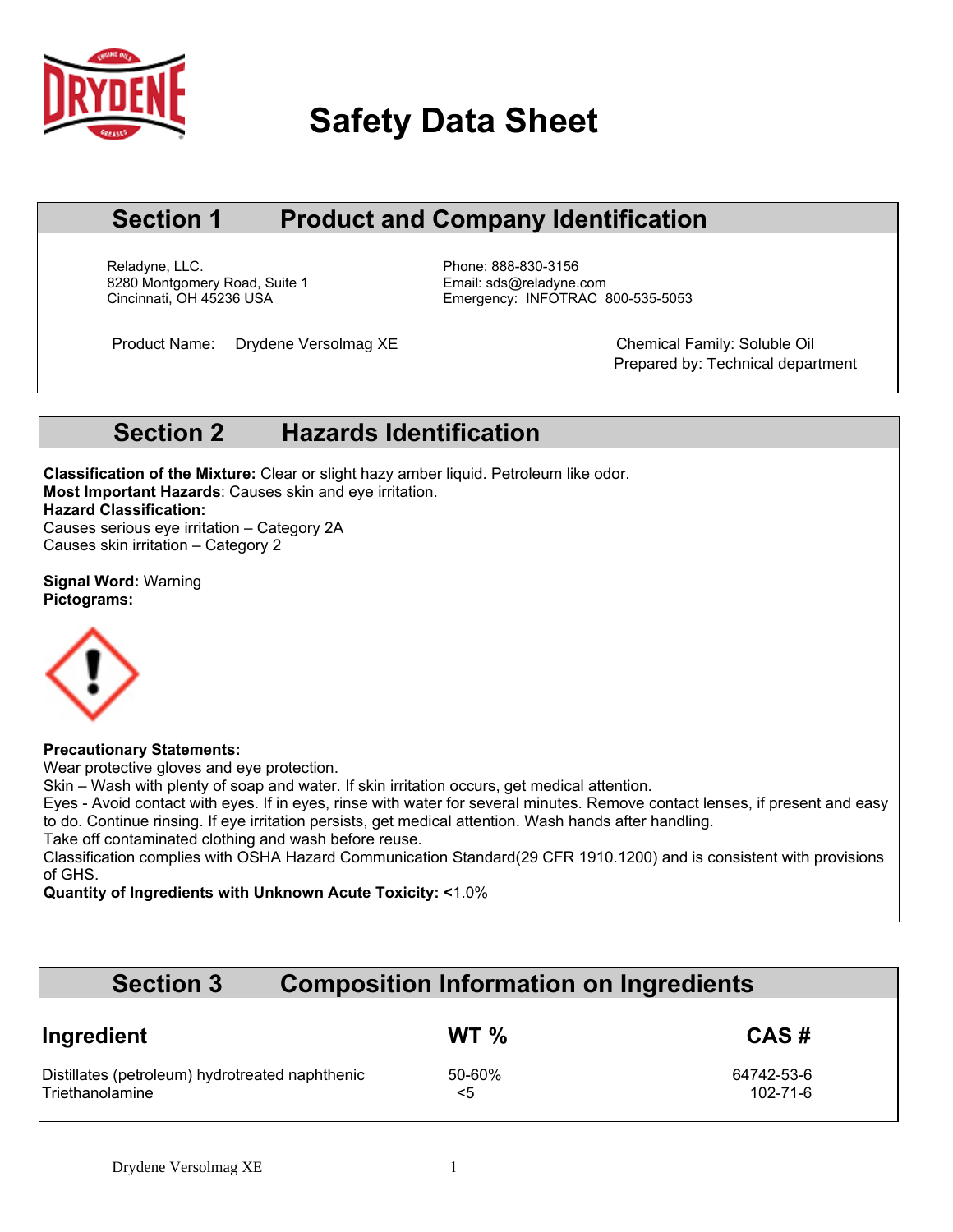# Safety Data Sheet

## Section 1 Product and Company Identification

Reladyne, LLC.
8280 Montgomery Road, Suite 1
Cincinnati, OH 45236 USA

Phone: 888-830-3156
Email: sds@reladyne.com
Emergency: INFOTRAC 800-535-5053

Product Name: Drydene Versolmag XE

Chemical Family: Soluble Oil
Prepared by: Technical department

## Section 2 Hazards Identification

**Classification of the Mixture:** Clear or slight hazy amber liquid. Petroleum like odor.
**Most Important Hazards**: Causes skin and eye irritation.
**Hazard Classification:**
Causes serious eye irritation – Category 2A
Causes skin irritation – Category 2

**Signal Word:** Warning
**Pictograms:**

**Precautionary Statements:**
Wear protective gloves and eye protection.
Skin – Wash with plenty of soap and water. If skin irritation occurs, get medical attention.
Eyes - Avoid contact with eyes. If in eyes, rinse with water for several minutes. Remove contact lenses, if present and easy to do. Continue rinsing. If eye irritation persists, get medical attention. Wash hands after handling.
Take off contaminated clothing and wash before reuse.
Classification complies with OSHA Hazard Communication Standard(29 CFR 1910.1200) and is consistent with provisions of GHS.
**Quantity of Ingredients with Unknown Acute Toxicity: <**1.0%

## Section 3 Composition Information on Ingredients

| Ingredient | WT % | CAS # |
|---|---|---|
| Distillates (petroleum) hydrotreated naphthenic | 50-60% | 64742-53-6 |
| Triethanolamine | <5 | 102-71-6 |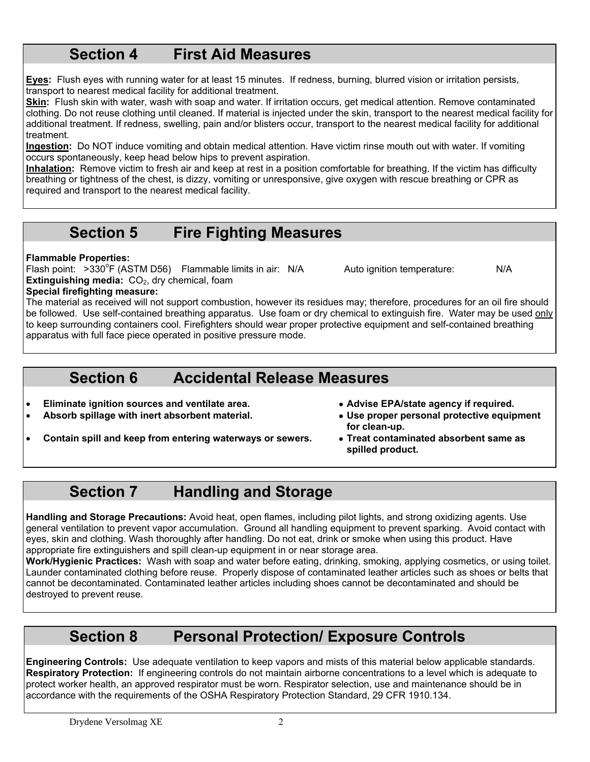## Section 4 First Aid Measures

**Eyes:** Flush eyes with running water for at least 15 minutes. If redness, burning, blurred vision or irritation persists, transport to nearest medical facility for additional treatment.
**Skin:** Flush skin with water, wash with soap and water. If irritation occurs, get medical attention. Remove contaminated clothing. Do not reuse clothing until cleaned. If material is injected under the skin, transport to the nearest medical facility for additional treatment. If redness, swelling, pain and/or blisters occur, transport to the nearest medical facility for additional treatment.
**Ingestion:** Do NOT induce vomiting and obtain medical attention. Have victim rinse mouth out with water. If vomiting occurs spontaneously, keep head below hips to prevent aspiration.
**Inhalation:** Remove victim to fresh air and keep at rest in a position comfortable for breathing. If the victim has difficulty breathing or tightness of the chest, is dizzy, vomiting or unresponsive, give oxygen with rescue breathing or CPR as required and transport to the nearest medical facility.

## Section 5 Fire Fighting Measures

**Flammable Properties:**
Flash point: >330°F (ASTM D56) Flammable limits in air: N/A Auto ignition temperature: N/A
**Extinguishing media:** $CO_2$, dry chemical, foam
**Special firefighting measure:**
The material as received will not support combustion, however its residues may; therefore, procedures for an oil fire should be followed. Use self-contained breathing apparatus. Use foam or dry chemical to extinguish fire. Water may be used only to keep surrounding containers cool. Firefighters should wear proper protective equipment and self-contained breathing apparatus with full face piece operated in positive pressure mode.

## Section 6 Accidental Release Measures

- **Eliminate ignition sources and ventilate area.**
- **Absorb spillage with inert absorbent material.**
- **Contain spill and keep from entering waterways or sewers.**
- **Advise EPA/state agency if required.**
- **Use proper personal protective equipment for clean-up.**
- **Treat contaminated absorbent same as spilled product.**

## Section 7 Handling and Storage

**Handling and Storage Precautions:** Avoid heat, open flames, including pilot lights, and strong oxidizing agents. Use general ventilation to prevent vapor accumulation. Ground all handling equipment to prevent sparking. Avoid contact with eyes, skin and clothing. Wash thoroughly after handling. Do not eat, drink or smoke when using this product. Have appropriate fire extinguishers and spill clean-up equipment in or near storage area.
**Work/Hygienic Practices:** Wash with soap and water before eating, drinking, smoking, applying cosmetics, or using toilet. Launder contaminated clothing before reuse. Properly dispose of contaminated leather articles such as shoes or belts that cannot be decontaminated. Contaminated leather articles including shoes cannot be decontaminated and should be destroyed to prevent reuse.

## Section 8 Personal Protection/ Exposure Controls

**Engineering Controls:** Use adequate ventilation to keep vapors and mists of this material below applicable standards.
**Respiratory Protection:** If engineering controls do not maintain airborne concentrations to a level which is adequate to protect worker health, an approved respirator must be worn. Respirator selection, use and maintenance should be in accordance with the requirements of the OSHA Respiratory Protection Standard, 29 CFR 1910.134.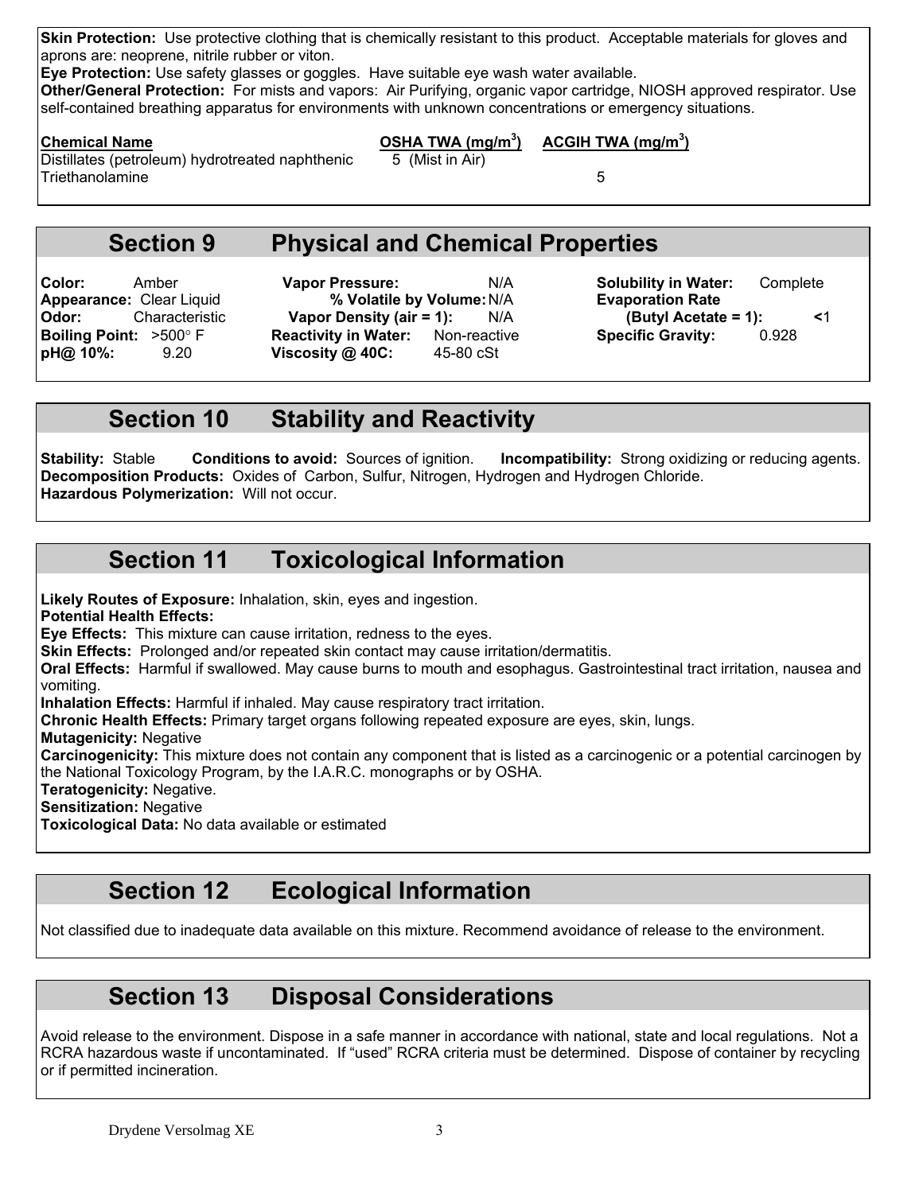**Skin Protection:** Use protective clothing that is chemically resistant to this product. Acceptable materials for gloves and aprons are: neoprene, nitrile rubber or viton.
**Eye Protection:** Use safety glasses or goggles. Have suitable eye wash water available.
**Other/General Protection:** For mists and vapors: Air Purifying, organic vapor cartridge, NIOSH approved respirator. Use self-contained breathing apparatus for environments with unknown concentrations or emergency situations.

| Chemical Name | OSHA TWA (mg/m$^3$) | ACGIH TWA (mg/m$^3$) |
|---|---|---|
| Distillates (petroleum) hydrotreated naphthenic | 5 (Mist in Air) | |
| Triethanolamine | | 5 |

## Section 9 Physical and Chemical Properties

| | | | | | |
|---|---|---|---|---|---|
| **Color:** | Amber | **Vapor Pressure:** | N/A | **Solubility in Water:** | Complete |
| **Appearance:** | Clear Liquid | **% Volatile by Volume:** | N/A | **Evaporation Rate (Butyl Acetate = 1):** | <1 |
| **Odor:** | Characteristic | **Vapor Density (air = 1):** | N/A | **Specific Gravity:** | 0.928 |
| **Boiling Point:** | >500° F | **Reactivity in Water:** | Non-reactive | | |
| **pH@ 10%:** | 9.20 | **Viscosity @ 40C:** | 45-80 cSt | | |

## Section 10 Stability and Reactivity

**Stability:** Stable **Conditions to avoid:** Sources of ignition. **Incompatibility:** Strong oxidizing or reducing agents.
**Decomposition Products:** Oxides of Carbon, Sulfur, Nitrogen, Hydrogen and Hydrogen Chloride.
**Hazardous Polymerization:** Will not occur.

## Section 11 Toxicological Information

**Likely Routes of Exposure:** Inhalation, skin, eyes and ingestion.
**Potential Health Effects:**
**Eye Effects:** This mixture can cause irritation, redness to the eyes.
**Skin Effects:** Prolonged and/or repeated skin contact may cause irritation/dermatitis.
**Oral Effects:** Harmful if swallowed. May cause burns to mouth and esophagus. Gastrointestinal tract irritation, nausea and vomiting.
**Inhalation Effects:** Harmful if inhaled. May cause respiratory tract irritation.
**Chronic Health Effects:** Primary target organs following repeated exposure are eyes, skin, lungs.
**Mutagenicity:** Negative
**Carcinogenicity:** This mixture does not contain any component that is listed as a carcinogenic or a potential carcinogen by the National Toxicology Program, by the I.A.R.C. monographs or by OSHA.
**Teratogenicity:** Negative.
**Sensitization:** Negative
**Toxicological Data:** No data available or estimated

## Section 12 Ecological Information

Not classified due to inadequate data available on this mixture. Recommend avoidance of release to the environment.

## Section 13 Disposal Considerations

Avoid release to the environment. Dispose in a safe manner in accordance with national, state and local regulations. Not a RCRA hazardous waste if uncontaminated. If "used" RCRA criteria must be determined. Dispose of container by recycling or if permitted incineration.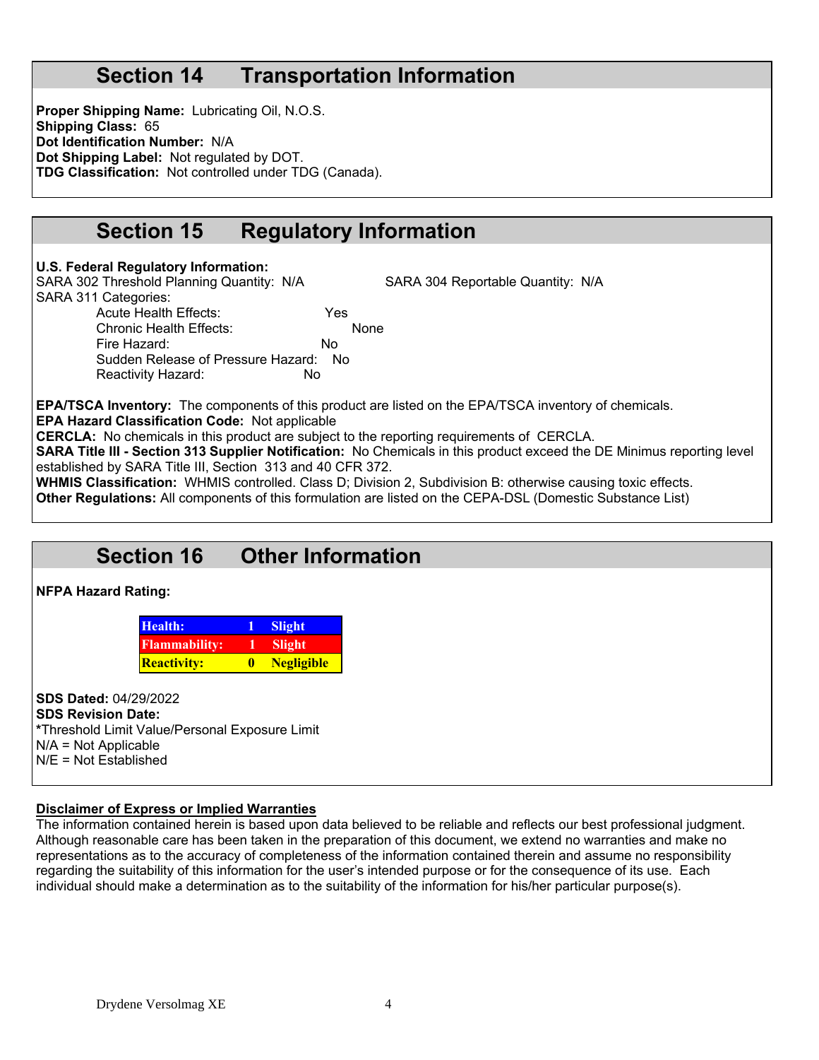## Section 14 Transportation Information

**Proper Shipping Name:** Lubricating Oil, N.O.S.
**Shipping Class:** 65
**Dot Identification Number:** N/A
**Dot Shipping Label:** Not regulated by DOT.
**TDG Classification:** Not controlled under TDG (Canada).

## Section 15 Regulatory Information

**U.S. Federal Regulatory Information:**
SARA 302 Threshold Planning Quantity: N/A SARA 304 Reportable Quantity: N/A
SARA 311 Categories:

| | |
|---|---|
| Acute Health Effects: | Yes |
| Chronic Health Effects: | None |
| Fire Hazard: | No |
| Sudden Release of Pressure Hazard: | No |
| Reactivity Hazard: | No |

**EPA/TSCA Inventory:** The components of this product are listed on the EPA/TSCA inventory of chemicals.
**EPA Hazard Classification Code:** Not applicable
**CERCLA:** No chemicals in this product are subject to the reporting requirements of CERCLA.
**SARA Title III - Section 313 Supplier Notification:** No Chemicals in this product exceed the DE Minimus reporting level established by SARA Title III, Section 313 and 40 CFR 372.
**WHMIS Classification:** WHMIS controlled. Class D; Division 2, Subdivision B: otherwise causing toxic effects.
**Other Regulations:** All components of this formulation are listed on the CEPA-DSL (Domestic Substance List)

## Section 16 Other Information

**NFPA Hazard Rating:**

| | | |
|---|---|---|
| **Health:** | **1** | **Slight** |
| **Flammability:** | **1** | **Slight** |
| **Reactivity:** | **0** | **Negligible** |

**SDS Dated:** 04/29/2022
**SDS Revision Date:**
*Threshold Limit Value/Personal Exposure Limit
N/A = Not Applicable
N/E = Not Established

**Disclaimer of Express or Implied Warranties**

The information contained herein is based upon data believed to be reliable and reflects our best professional judgment. Although reasonable care has been taken in the preparation of this document, we extend no warranties and make no representations as to the accuracy of completeness of the information contained therein and assume no responsibility regarding the suitability of this information for the user's intended purpose or for the consequence of its use. Each individual should make a determination as to the suitability of the information for his/her particular purpose(s).